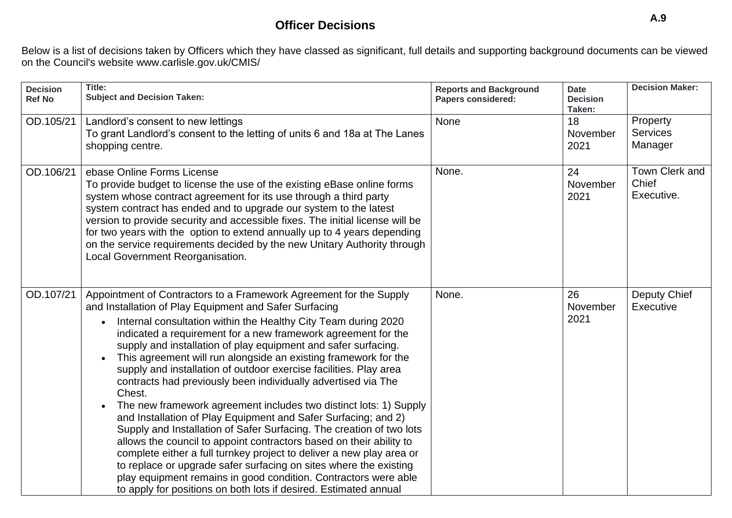A.9

# Officer Decisions

Below is a list of decisions taken by Officers which they have classed as significant, full details and supporting background documents can be viewed on the Council's website www.carlisle.gov.uk/CMIS/

| Decision Ref No | Title:<br>Subject and Decision Taken: | Reports and Background Papers considered: | Date Decision Taken: | Decision Maker: |
|---|---|---|---|---|
| OD.105/21 | Landlord's consent to new lettings<br>To grant Landlord's consent to the letting of units 6 and 18a at The Lanes shopping centre. | None | 18 November 2021 | Property Services Manager |
| OD.106/21 | ebase Online Forms License<br>To provide budget to license the use of the existing eBase online forms system whose contract agreement for its use through a third party system contract has ended and to upgrade our system to the latest version to provide security and accessible fixes. The initial license will be for two years with the option to extend annually up to 4 years depending on the service requirements decided by the new Unitary Authority through Local Government Reorganisation. | None. | 24 November 2021 | Town Clerk and Chief Executive. |
| OD.107/21 | Appointment of Contractors to a Framework Agreement for the Supply and Installation of Play Equipment and Safer Surfacing<br>• Internal consultation within the Healthy City Team during 2020 indicated a requirement for a new framework agreement for the supply and installation of play equipment and safer surfacing.<br>• This agreement will run alongside an existing framework for the supply and installation of outdoor exercise facilities. Play area contracts had previously been individually advertised via The Chest.<br>• The new framework agreement includes two distinct lots: 1) Supply and Installation of Play Equipment and Safer Surfacing; and 2) Supply and Installation of Safer Surfacing. The creation of two lots allows the council to appoint contractors based on their ability to complete either a full turnkey project to deliver a new play area or to replace or upgrade safer surfacing on sites where the existing play equipment remains in good condition. Contractors were able to apply for positions on both lots if desired. Estimated annual | None. | 26 November 2021 | Deputy Chief Executive |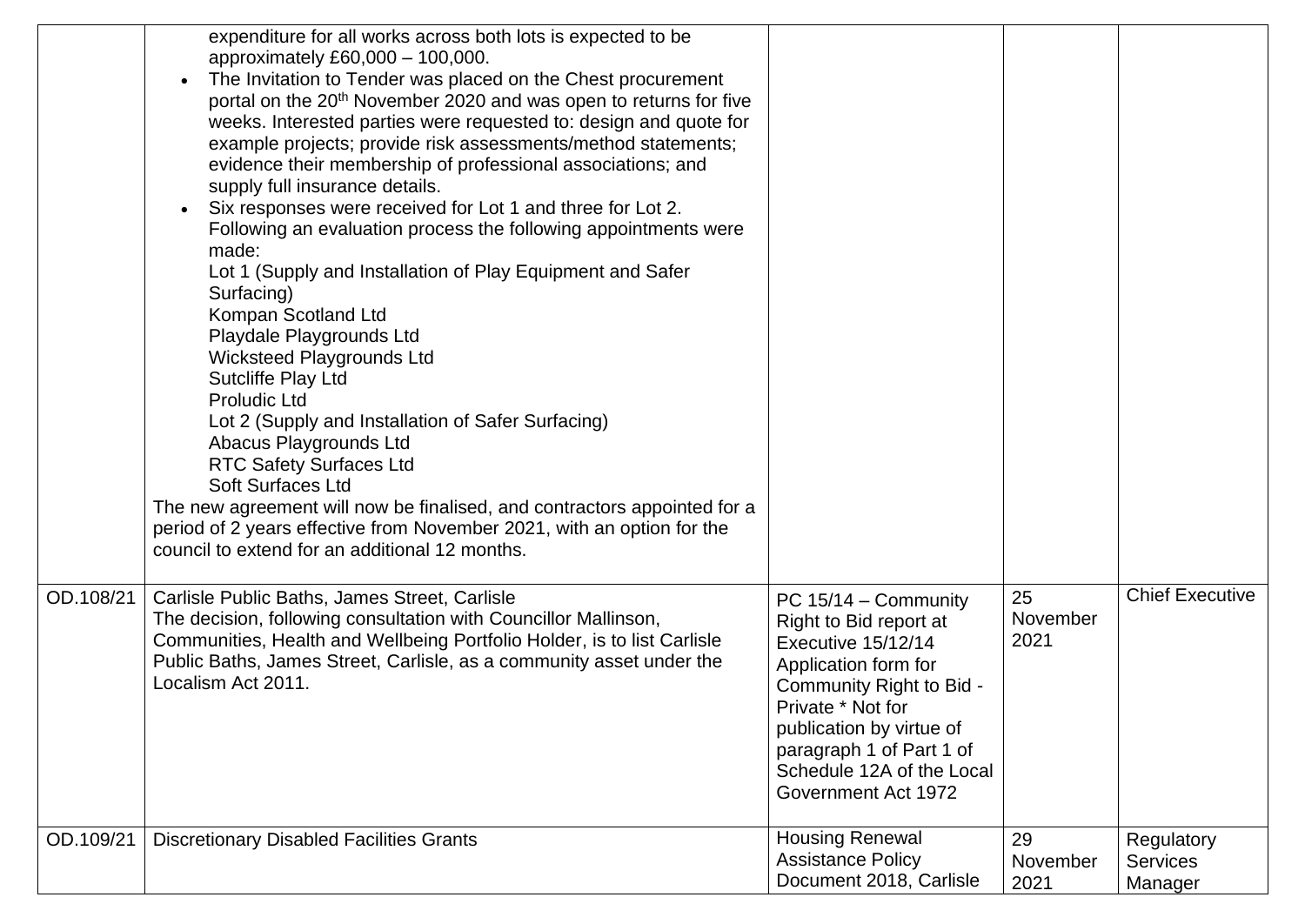| | | | | |
|---|---|---|---|---|
| | expenditure for all works across both lots is expected to be approximately £60,000 – 100,000.<br>• The Invitation to Tender was placed on the Chest procurement portal on the 20th November 2020 and was open to returns for five weeks. Interested parties were requested to: design and quote for example projects; provide risk assessments/method statements; evidence their membership of professional associations; and supply full insurance details.<br>• Six responses were received for Lot 1 and three for Lot 2. Following an evaluation process the following appointments were made:<br>Lot 1 (Supply and Installation of Play Equipment and Safer Surfacing)<br>Kompan Scotland Ltd<br>Playdale Playgrounds Ltd<br>Wicksteed Playgrounds Ltd<br>Sutcliffe Play Ltd<br>Proludic Ltd<br>Lot 2 (Supply and Installation of Safer Surfacing)<br>Abacus Playgrounds Ltd<br>RTC Safety Surfaces Ltd<br>Soft Surfaces Ltd<br>The new agreement will now be finalised, and contractors appointed for a period of 2 years effective from November 2021, with an option for the council to extend for an additional 12 months. | | | |
| OD.108/21 | Carlisle Public Baths, James Street, Carlisle<br>The decision, following consultation with Councillor Mallinson, Communities, Health and Wellbeing Portfolio Holder, is to list Carlisle Public Baths, James Street, Carlisle, as a community asset under the Localism Act 2011. | PC 15/14 – Community Right to Bid report at Executive 15/12/14<br>Application form for Community Right to Bid - Private * Not for publication by virtue of paragraph 1 of Part 1 of Schedule 12A of the Local Government Act 1972 | 25 November 2021 | Chief Executive |
| OD.109/21 | Discretionary Disabled Facilities Grants | Housing Renewal Assistance Policy Document 2018, Carlisle | 29 November 2021 | Regulatory Services Manager |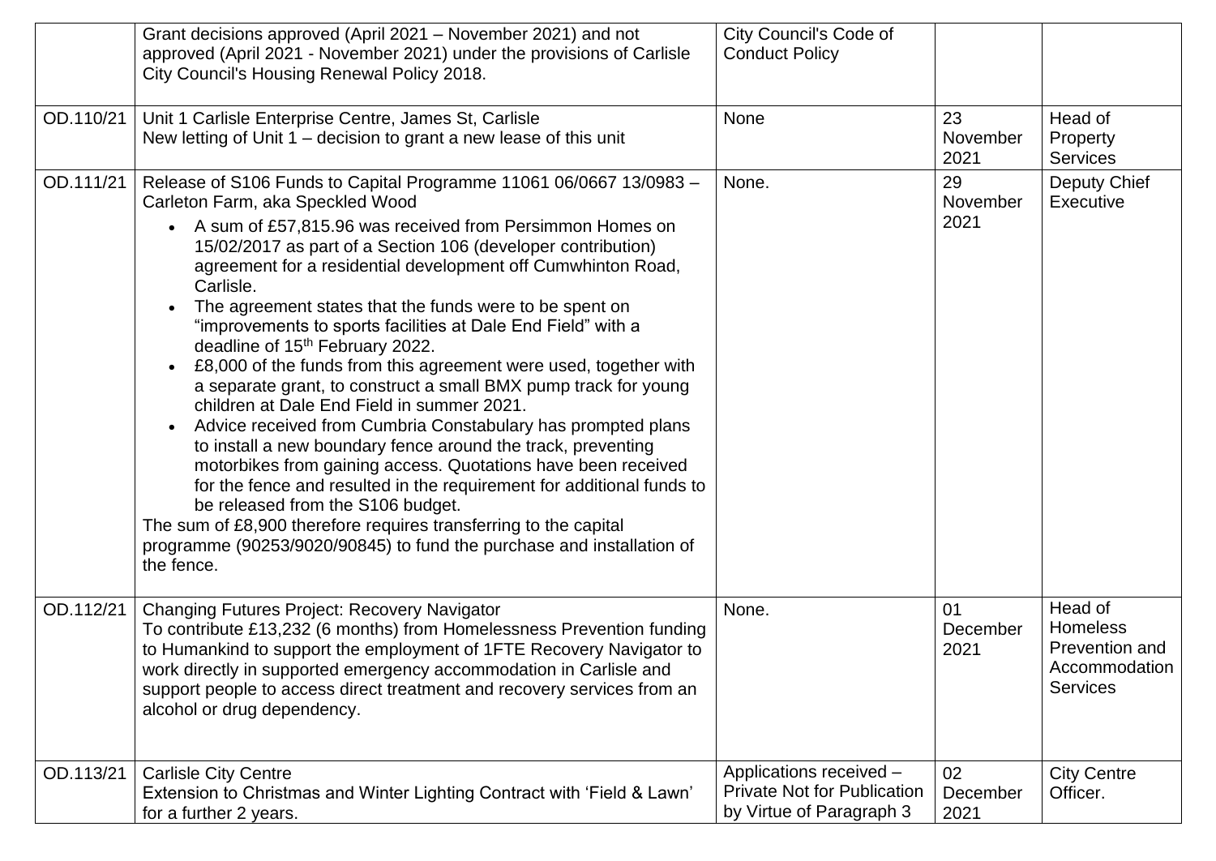| | | | | |
|---|---|---|---|---|
| | Grant decisions approved (April 2021 – November 2021) and not approved (April 2021 - November 2021) under the provisions of Carlisle City Council's Housing Renewal Policy 2018. | City Council's Code of Conduct Policy | | |
| OD.110/21 | Unit 1 Carlisle Enterprise Centre, James St, Carlisle<br>New letting of Unit 1 – decision to grant a new lease of this unit | None | 23 November 2021 | Head of Property Services |
| OD.111/21 | Release of S106 Funds to Capital Programme 11061 06/0667 13/0983 – Carleton Farm, aka Speckled Wood<br>• A sum of £57,815.96 was received from Persimmon Homes on 15/02/2017 as part of a Section 106 (developer contribution) agreement for a residential development off Cumwhinton Road, Carlisle.<br>• The agreement states that the funds were to be spent on "improvements to sports facilities at Dale End Field" with a deadline of 15th February 2022.<br>• £8,000 of the funds from this agreement were used, together with a separate grant, to construct a small BMX pump track for young children at Dale End Field in summer 2021.<br>• Advice received from Cumbria Constabulary has prompted plans to install a new boundary fence around the track, preventing motorbikes from gaining access. Quotations have been received for the fence and resulted in the requirement for additional funds to be released from the S106 budget.<br>The sum of £8,900 therefore requires transferring to the capital programme (90253/9020/90845) to fund the purchase and installation of the fence. | None. | 29 November 2021 | Deputy Chief Executive |
| OD.112/21 | Changing Futures Project: Recovery Navigator<br>To contribute £13,232 (6 months) from Homelessness Prevention funding to Humankind to support the employment of 1FTE Recovery Navigator to work directly in supported emergency accommodation in Carlisle and support people to access direct treatment and recovery services from an alcohol or drug dependency. | None. | 01 December 2021 | Head of Homeless Prevention and Accommodation Services |
| OD.113/21 | Carlisle City Centre<br>Extension to Christmas and Winter Lighting Contract with 'Field & Lawn' for a further 2 years. | Applications received – Private Not for Publication by Virtue of Paragraph 3 | 02 December 2021 | City Centre Officer. |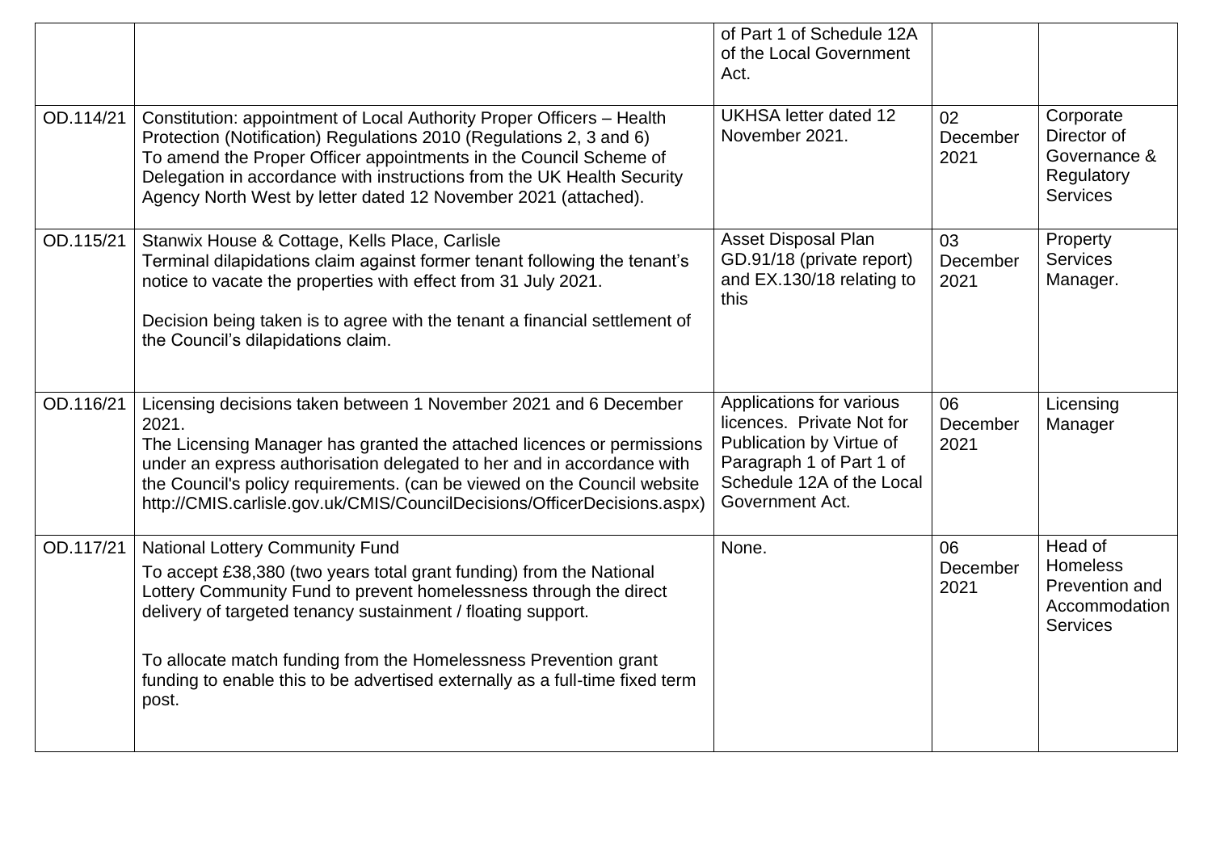| | | | | |
|---|---|---|---|---|
| | | of Part 1 of Schedule 12A of the Local Government Act. | | |
| OD.114/21 | Constitution: appointment of Local Authority Proper Officers – Health Protection (Notification) Regulations 2010 (Regulations 2, 3 and 6)<br>To amend the Proper Officer appointments in the Council Scheme of Delegation in accordance with instructions from the UK Health Security Agency North West by letter dated 12 November 2021 (attached). | UKHSA letter dated 12 November 2021. | 02 December 2021 | Corporate Director of Governance & Regulatory Services |
| OD.115/21 | Stanwix House & Cottage, Kells Place, Carlisle<br>Terminal dilapidations claim against former tenant following the tenant's notice to vacate the properties with effect from 31 July 2021.<br><br>Decision being taken is to agree with the tenant a financial settlement of the Council's dilapidations claim. | Asset Disposal Plan GD.91/18 (private report) and EX.130/18 relating to this | 03 December 2021 | Property Services Manager. |
| OD.116/21 | Licensing decisions taken between 1 November 2021 and 6 December 2021.<br>The Licensing Manager has granted the attached licences or permissions under an express authorisation delegated to her and in accordance with the Council's policy requirements. (can be viewed on the Council website http://CMIS.carlisle.gov.uk/CMIS/CouncilDecisions/OfficerDecisions.aspx) | Applications for various licences. Private Not for Publication by Virtue of Paragraph 1 of Part 1 of Schedule 12A of the Local Government Act. | 06 December 2021 | Licensing Manager |
| OD.117/21 | National Lottery Community Fund<br>To accept £38,380 (two years total grant funding) from the National Lottery Community Fund to prevent homelessness through the direct delivery of targeted tenancy sustainment / floating support.<br><br>To allocate match funding from the Homelessness Prevention grant funding to enable this to be advertised externally as a full-time fixed term post. | None. | 06 December 2021 | Head of Homeless Prevention and Accommodation Services |